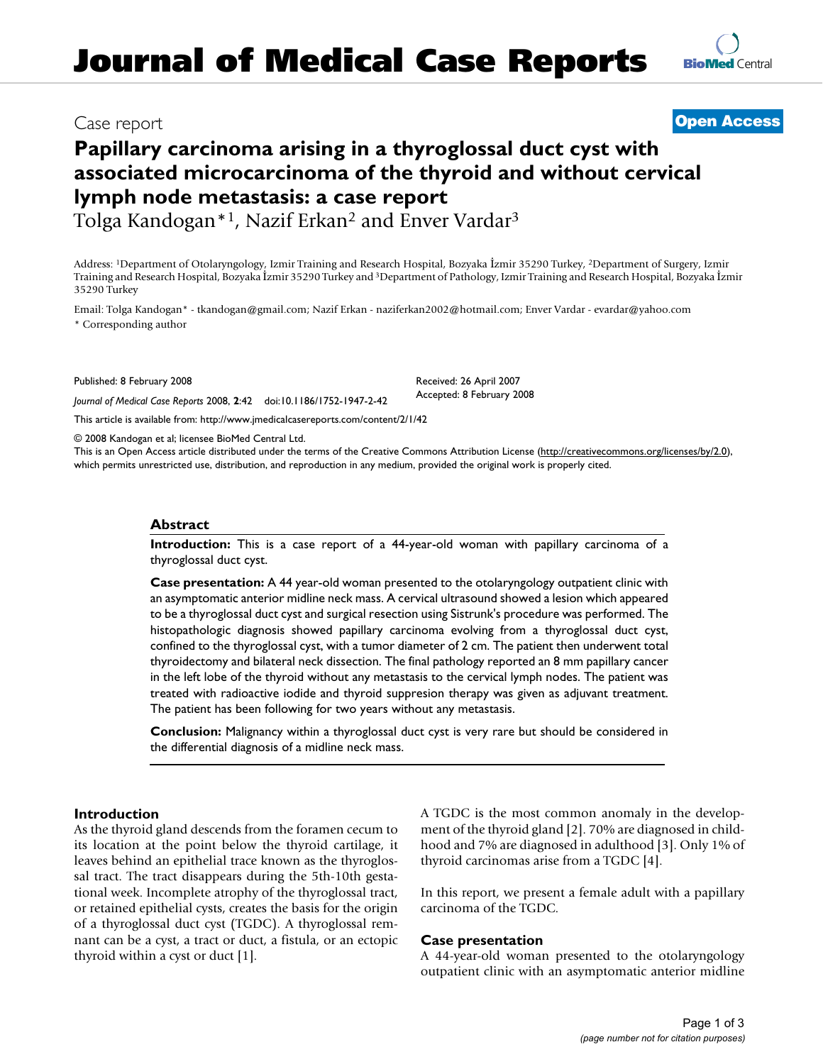# Journal of Medical Case Reports

Case report

**Open Access**

# Papillary carcinoma arising in a thyroglossal duct cyst with associated microcarcinoma of the thyroid and without cervical lymph node metastasis: a case report

Tolga Kandogan*[1], Nazif Erkan[2] and Enver Vardar[3]

Address: [1]Department of Otolaryngology, Izmir Training and Research Hospital, Bozyaka İzmir 35290 Turkey, [2]Department of Surgery, Izmir Training and Research Hospital, Bozyaka İzmir 35290 Turkey and [3]Department of Pathology, Izmir Training and Research Hospital, Bozyaka İzmir 35290 Turkey

Email: Tolga Kandogan* - tkandogan@gmail.com; Nazif Erkan - naziferkan2002@hotmail.com; Enver Vardar - evardar@yahoo.com

\* Corresponding author

Published: 8 February 2008

*Journal of Medical Case Reports* 2008, **2**:42 doi:10.1186/1752-1947-2-42

Received: 26 April 2007

Accepted: 8 February 2008

This article is available from: http://www.jmedicalcasereports.com/content/2/1/42

© 2008 Kandogan et al; licensee BioMed Central Ltd.

This is an Open Access article distributed under the terms of the Creative Commons Attribution License (http://creativecommons.org/licenses/by/2.0), which permits unrestricted use, distribution, and reproduction in any medium, provided the original work is properly cited.

## Abstract

**Introduction:** This is a case report of a 44-year-old woman with papillary carcinoma of a thyroglossal duct cyst.

**Case presentation:** A 44 year-old woman presented to the otolaryngology outpatient clinic with an asymptomatic anterior midline neck mass. A cervical ultrasound showed a lesion which appeared to be a thyroglossal duct cyst and surgical resection using Sistrunk's procedure was performed. The histopathologic diagnosis showed papillary carcinoma evolving from a thyroglossal duct cyst, confined to the thyroglossal cyst, with a tumor diameter of 2 cm. The patient then underwent total thyroidectomy and bilateral neck dissection. The final pathology reported an 8 mm papillary cancer in the left lobe of the thyroid without any metastasis to the cervical lymph nodes. The patient was treated with radioactive iodide and thyroid suppresion therapy was given as adjuvant treatment. The patient has been following for two years without any metastasis.

**Conclusion:** Malignancy within a thyroglossal duct cyst is very rare but should be considered in the differential diagnosis of a midline neck mass.

## Introduction

As the thyroid gland descends from the foramen cecum to its location at the point below the thyroid cartilage, it leaves behind an epithelial trace known as the thyroglossal tract. The tract disappears during the 5th-10th gestational week. Incomplete atrophy of the thyroglossal tract, or retained epithelial cysts, creates the basis for the origin of a thyroglossal duct cyst (TGDC). A thyroglossal remnant can be a cyst, a tract or duct, a fistula, or an ectopic thyroid within a cyst or duct [1].

A TGDC is the most common anomaly in the development of the thyroid gland [2]. 70% are diagnosed in childhood and 7% are diagnosed in adulthood [3]. Only 1% of thyroid carcinomas arise from a TGDC [4].

In this report, we present a female adult with a papillary carcinoma of the TGDC.

## Case presentation

A 44-year-old woman presented to the otolaryngology outpatient clinic with an asymptomatic anterior midline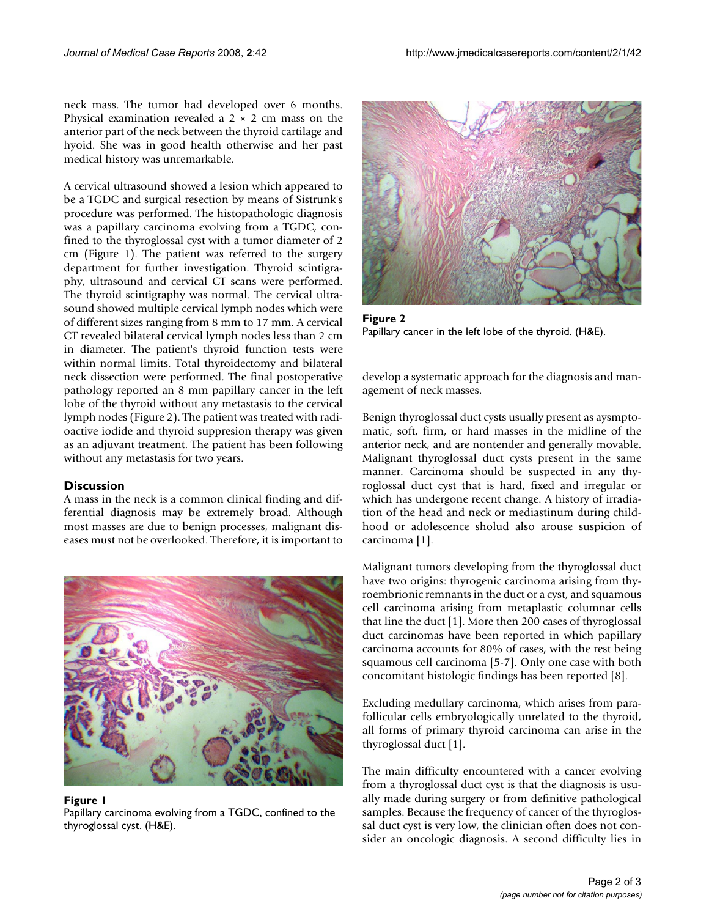neck mass. The tumor had developed over 6 months. Physical examination revealed a 2 × 2 cm mass on the anterior part of the neck between the thyroid cartilage and hyoid. She was in good health otherwise and her past medical history was unremarkable.

A cervical ultrasound showed a lesion which appeared to be a TGDC and surgical resection by means of Sistrunk's procedure was performed. The histopathologic diagnosis was a papillary carcinoma evolving from a TGDC, confined to the thyroglossal cyst with a tumor diameter of 2 cm (Figure 1). The patient was referred to the surgery department for further investigation. Thyroid scintigraphy, ultrasound and cervical CT scans were performed. The thyroid scintigraphy was normal. The cervical ultrasound showed multiple cervical lymph nodes which were of different sizes ranging from 8 mm to 17 mm. A cervical CT revealed bilateral cervical lymph nodes less than 2 cm in diameter. The patient's thyroid function tests were within normal limits. Total thyroidectomy and bilateral neck dissection were performed. The final postoperative pathology reported an 8 mm papillary cancer in the left lobe of the thyroid without any metastasis to the cervical lymph nodes (Figure 2). The patient was treated with radioactive iodide and thyroid suppresion therapy was given as an adjuvant treatment. The patient has been following without any metastasis for two years.

## Discussion

A mass in the neck is a common clinical finding and differential diagnosis may be extremely broad. Although most masses are due to benign processes, malignant diseases must not be overlooked. Therefore, it is important to develop a systematic approach for the diagnosis and management of neck masses.

Figure 1
Papillary carcinoma evolving from a TGDC, confined to the thyroglossal cyst. (H&E).

Figure 2
Papillary cancer in the left lobe of the thyroid. (H&E).

Benign thyroglossal duct cysts usually present as aysmptomatic, soft, firm, or hard masses in the midline of the anterior neck, and are nontender and generally movable. Malignant thyroglossal duct cysts present in the same manner. Carcinoma should be suspected in any thyroglossal duct cyst that is hard, fixed and irregular or which has undergone recent change. A history of irradiation of the head and neck or mediastinum during childhood or adolescence sholud also arouse suspicion of carcinoma [1].

Malignant tumors developing from the thyroglossal duct have two origins: thyrogenic carcinoma arising from thyroembrionic remnants in the duct or a cyst, and squamous cell carcinoma arising from metaplastic columnar cells that line the duct [1]. More then 200 cases of thyroglossal duct carcinomas have been reported in which papillary carcinoma accounts for 80% of cases, with the rest being squamous cell carcinoma [5-7]. Only one case with both concomitant histologic findings has been reported [8].

Excluding medullary carcinoma, which arises from parafollicular cells embryologically unrelated to the thyroid, all forms of primary thyroid carcinoma can arise in the thyroglossal duct [1].

The main difficulty encountered with a cancer evolving from a thyroglossal duct cyst is that the diagnosis is usually made during surgery or from definitive pathological samples. Because the frequency of cancer of the thyroglossal duct cyst is very low, the clinician often does not consider an oncologic diagnosis. A second difficulty lies in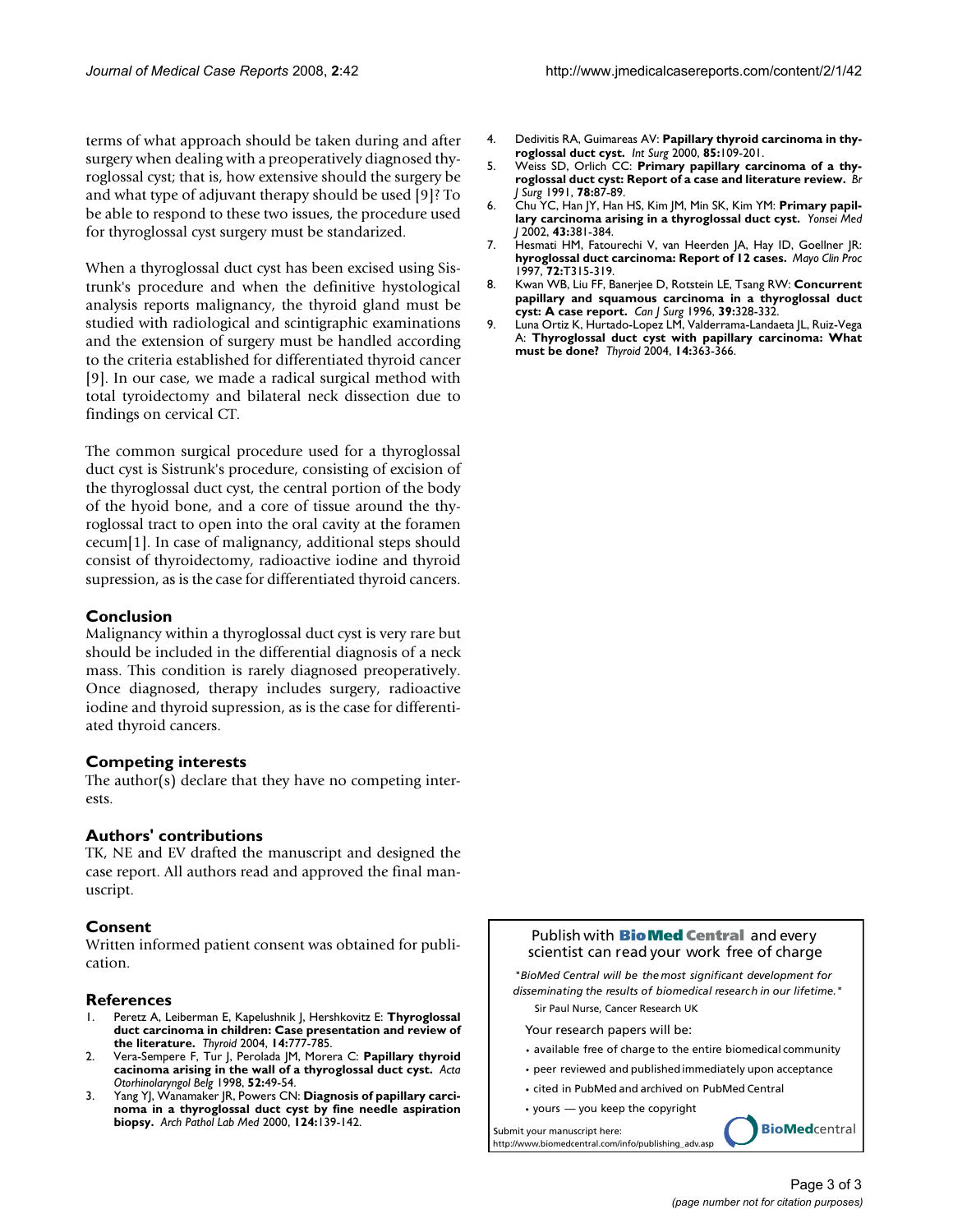terms of what approach should be taken during and after surgery when dealing with a preoperatively diagnosed thyroglossal cyst; that is, how extensive should the surgery be and what type of adjuvant therapy should be used [9]? To be able to respond to these two issues, the procedure used for thyroglossal cyst surgery must be standarized.

When a thyroglossal duct cyst has been excised using Sistrunk's procedure and when the definitive hystological analysis reports malignancy, the thyroid gland must be studied with radiological and scintigraphic examinations and the extension of surgery must be handled according to the criteria established for differentiated thyroid cancer [9]. In our case, we made a radical surgical method with total tyroidectomy and bilateral neck dissection due to findings on cervical CT.

The common surgical procedure used for a thyroglossal duct cyst is Sistrunk's procedure, consisting of excision of the thyroglossal duct cyst, the central portion of the body of the hyoid bone, and a core of tissue around the thyroglossal tract to open into the oral cavity at the foramen cecum[1]. In case of malignancy, additional steps should consist of thyroidectomy, radioactive iodine and thyroid supression, as is the case for differentiated thyroid cancers.

## Conclusion

Malignancy within a thyroglossal duct cyst is very rare but should be included in the differential diagnosis of a neck mass. This condition is rarely diagnosed preoperatively. Once diagnosed, therapy includes surgery, radioactive iodine and thyroid supression, as is the case for differentiated thyroid cancers.

## Competing interests

The author(s) declare that they have no competing interests.

## Authors' contributions

TK, NE and EV drafted the manuscript and designed the case report. All authors read and approved the final manuscript.

## Consent

Written informed patient consent was obtained for publication.

## References

1. Peretz A, Leiberman E, Kapelushnik J, Hershkovitz E: **Thyroglossal duct carcinoma in children: Case presentation and review of the literature.** *Thyroid* 2004, **14:**777-785.
2. Vera-Sempere F, Tur J, Perolada JM, Morera C: **Papillary thyroid cacinoma arising in the wall of a thyroglossal duct cyst.** *Acta Otorhinolaryngol Belg* 1998, **52:**49-54.
3. Yang YJ, Wanamaker JR, Powers CN: **Diagnosis of papillary carcinoma in a thyroglossal duct cyst by fine needle aspiration biopsy.** *Arch Pathol Lab Med* 2000, **124:**139-142.
4. Dedivitis RA, Guimareas AV: **Papillary thyroid carcinoma in thyroglossal duct cyst.** *Int Surg* 2000, **85:**109-201.
5. Weiss SD, Orlich CC: **Primary papillary carcinoma of a thyroglossal duct cyst: Report of a case and literature review.** *Br J Surg* 1991, **78:**87-89.
6. Chu YC, Han JY, Han HS, Kim JM, Min SK, Kim YM: **Primary papillary carcinoma arising in a thyroglossal duct cyst.** *Yonsei Med J* 2002, **43:**381-384.
7. Hesmati HM, Fatourechi V, van Heerden JA, Hay ID, Goellner JR: **hyroglossal duct carcinoma: Report of 12 cases.** *Mayo Clin Proc* 1997, **72:**T315-319.
8. Kwan WB, Liu FF, Banerjee D, Rotstein LE, Tsang RW: **Concurrent papillary and squamous carcinoma in a thyroglossal duct cyst: A case report.** *Can J Surg* 1996, **39:**328-332.
9. Luna Ortiz K, Hurtado-Lopez LM, Valderrama-Landaeta JL, Ruiz-Vega A: **Thyroglossal duct cyst with papillary carcinoma: What must be done?** *Thyroid* 2004, **14:**363-366.

Publish with **BioMed Central** and every scientist can read your work free of charge

*"BioMed Central will be the most significant development for disseminating the results of biomedical research in our lifetime."*
Sir Paul Nurse, Cancer Research UK

Your research papers will be:

- available free of charge to the entire biomedical community
- peer reviewed and published immediately upon acceptance
- cited in PubMed and archived on PubMed Central
- yours — you keep the copyright

Submit your manuscript here:
http://www.biomedcentral.com/info/publishing_adv.asp

BioMedcentral